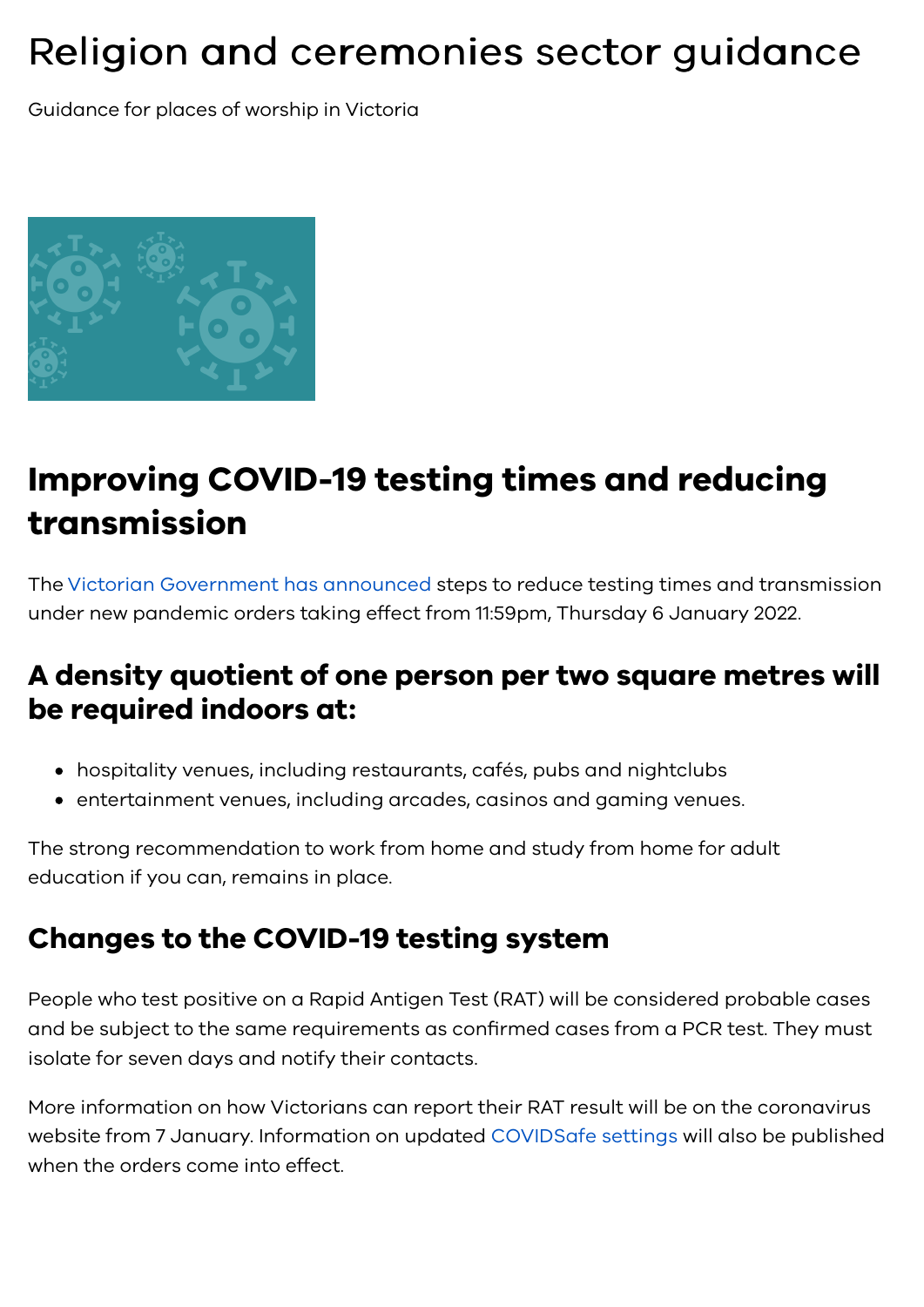# Religion and ceremonies sector guidance

Guidance for places of worship in Victoria

## Improving COVID-19 testing times and reducing transmission

The Victorian Government has announced steps to reduce testing times and transmission under new pandemic orders taking effect from 11:59pm, Thursday 6 January 2022.

### A density quotient of one person per two square metres will be required indoors at:

- hospitality venues, including restaurants, cafés, pubs and nightclubs
- entertainment venues, including arcades, casinos and gaming venues.

The strong recommendation to work from home and study from home for adult education if you can, remains in place.

### Changes to the COVID-19 testing system

People who test positive on a Rapid Antigen Test (RAT) will be considered probable cases and be subject to the same requirements as confirmed cases from a PCR test. They must isolate for seven days and notify their contacts.

More information on how Victorians can report their RAT result will be on the coronavirus website from 7 January. Information on updated COVIDSafe settings will also be published when the orders come into effect.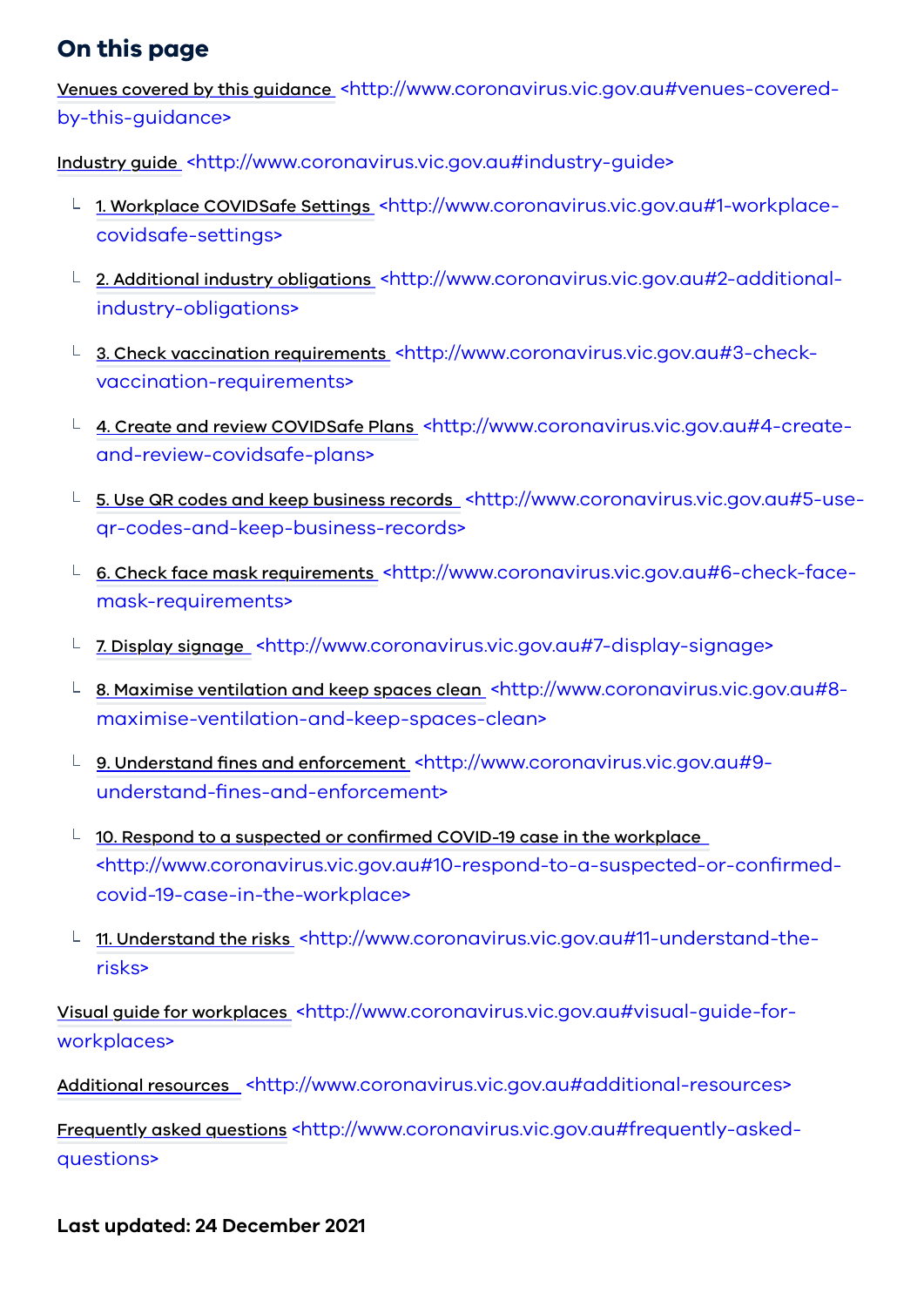## On this page

[Venues covered by this guidance](http://www.coronavirus.vic.gov.au#venues-covered-by-this-guidance) <http://www.coronavirus.vic.gov.au#venues-covered-by-this-guidance>

[Industry guide](http://www.coronavirus.vic.gov.au#industry-guide) <http://www.coronavirus.vic.gov.au#industry-guide>

- └ [1. Workplace COVIDSafe Settings](http://www.coronavirus.vic.gov.au#1-workplace-covidsafe-settings) <http://www.coronavirus.vic.gov.au#1-workplace-covidsafe-settings>
- └ [2. Additional industry obligations](http://www.coronavirus.vic.gov.au#2-additional-industry-obligations) <http://www.coronavirus.vic.gov.au#2-additional-industry-obligations>
- └ [3. Check vaccination requirements](http://www.coronavirus.vic.gov.au#3-check-vaccination-requirements) <http://www.coronavirus.vic.gov.au#3-check-vaccination-requirements>
- └ [4. Create and review COVIDSafe Plans](http://www.coronavirus.vic.gov.au#4-create-and-review-covidsafe-plans) <http://www.coronavirus.vic.gov.au#4-create-and-review-covidsafe-plans>
- └ [5. Use QR codes and keep business records](http://www.coronavirus.vic.gov.au#5-use-qr-codes-and-keep-business-records) <http://www.coronavirus.vic.gov.au#5-use-qr-codes-and-keep-business-records>
- └ [6. Check face mask requirements](http://www.coronavirus.vic.gov.au#6-check-face-mask-requirements) <http://www.coronavirus.vic.gov.au#6-check-face-mask-requirements>
- └ [7. Display signage](http://www.coronavirus.vic.gov.au#7-display-signage) <http://www.coronavirus.vic.gov.au#7-display-signage>
- └ [8. Maximise ventilation and keep spaces clean](http://www.coronavirus.vic.gov.au#8-maximise-ventilation-and-keep-spaces-clean) <http://www.coronavirus.vic.gov.au#8-maximise-ventilation-and-keep-spaces-clean>
- └ [9. Understand fines and enforcement](http://www.coronavirus.vic.gov.au#9-understand-fines-and-enforcement) <http://www.coronavirus.vic.gov.au#9-understand-fines-and-enforcement>
- └ [10. Respond to a suspected or confirmed COVID-19 case in the workplace](http://www.coronavirus.vic.gov.au#10-respond-to-a-suspected-or-confirmed-covid-19-case-in-the-workplace) <http://www.coronavirus.vic.gov.au#10-respond-to-a-suspected-or-confirmed-covid-19-case-in-the-workplace>
- └ [11. Understand the risks](http://www.coronavirus.vic.gov.au#11-understand-the-risks) <http://www.coronavirus.vic.gov.au#11-understand-the-risks>

[Visual guide for workplaces](http://www.coronavirus.vic.gov.au#visual-guide-for-workplaces) <http://www.coronavirus.vic.gov.au#visual-guide-for-workplaces>

[Additional resources](http://www.coronavirus.vic.gov.au#additional-resources) <http://www.coronavirus.vic.gov.au#additional-resources>

[Frequently asked questions](http://www.coronavirus.vic.gov.au#frequently-asked-questions) <http://www.coronavirus.vic.gov.au#frequently-asked-questions>

**Last updated: 24 December 2021**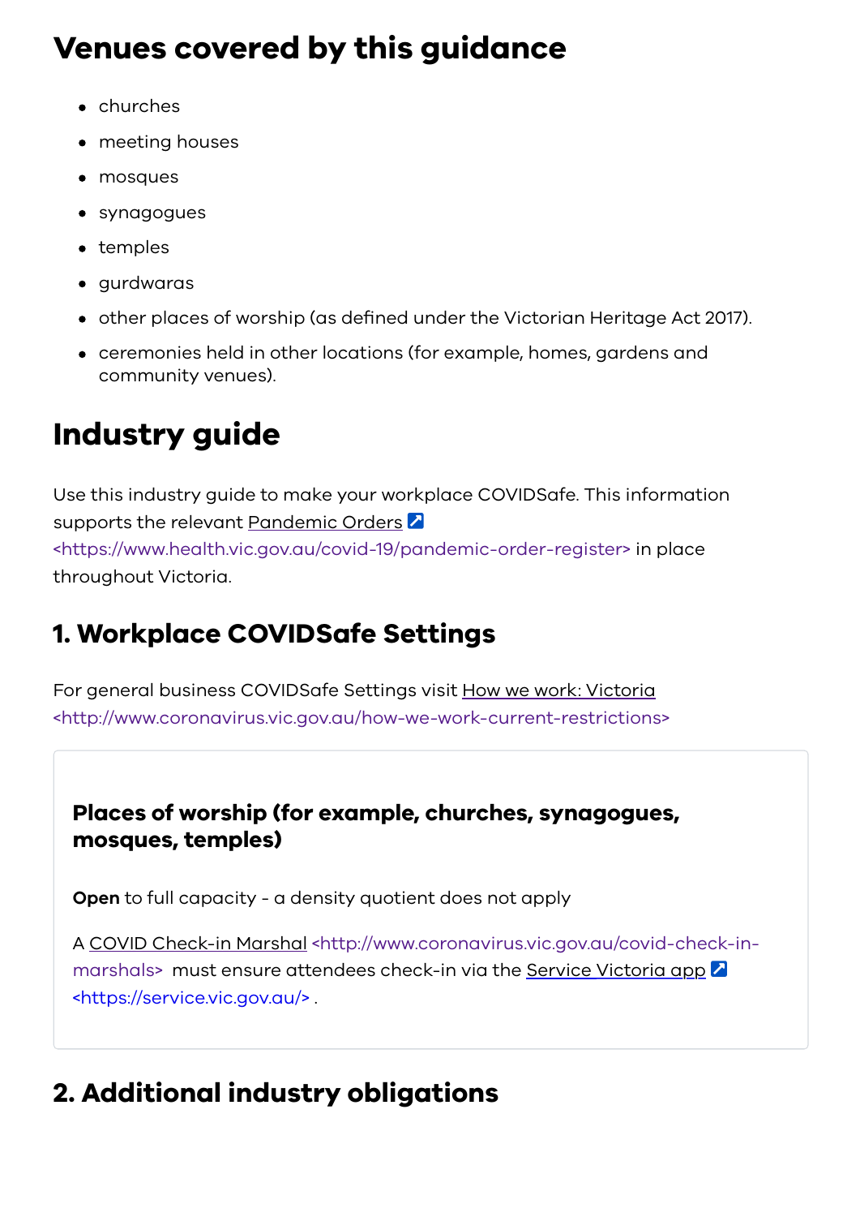## Venues covered by this guidance

- churches
- meeting houses
- mosques
- synagogues
- temples
- gurdwaras
- other places of worship (as defined under the Victorian Heritage Act 2017).
- ceremonies held in other locations (for example, homes, gardens and community venues).

## Industry guide

Use this industry guide to make your workplace COVIDSafe. This information supports the relevant Pandemic Orders <https://www.health.vic.gov.au/covid-19/pandemic-order-register> in place throughout Victoria.

### 1. Workplace COVIDSafe Settings

For general business COVIDSafe Settings visit How we work: Victoria <http://www.coronavirus.vic.gov.au/how-we-work-current-restrictions>

#### Places of worship (for example, churches, synagogues, mosques, temples)

**Open** to full capacity - a density quotient does not apply

A COVID Check-in Marshal <http://www.coronavirus.vic.gov.au/covid-check-in-marshals> must ensure attendees check-in via the Service Victoria app <https://service.vic.gov.au/> .

### 2. Additional industry obligations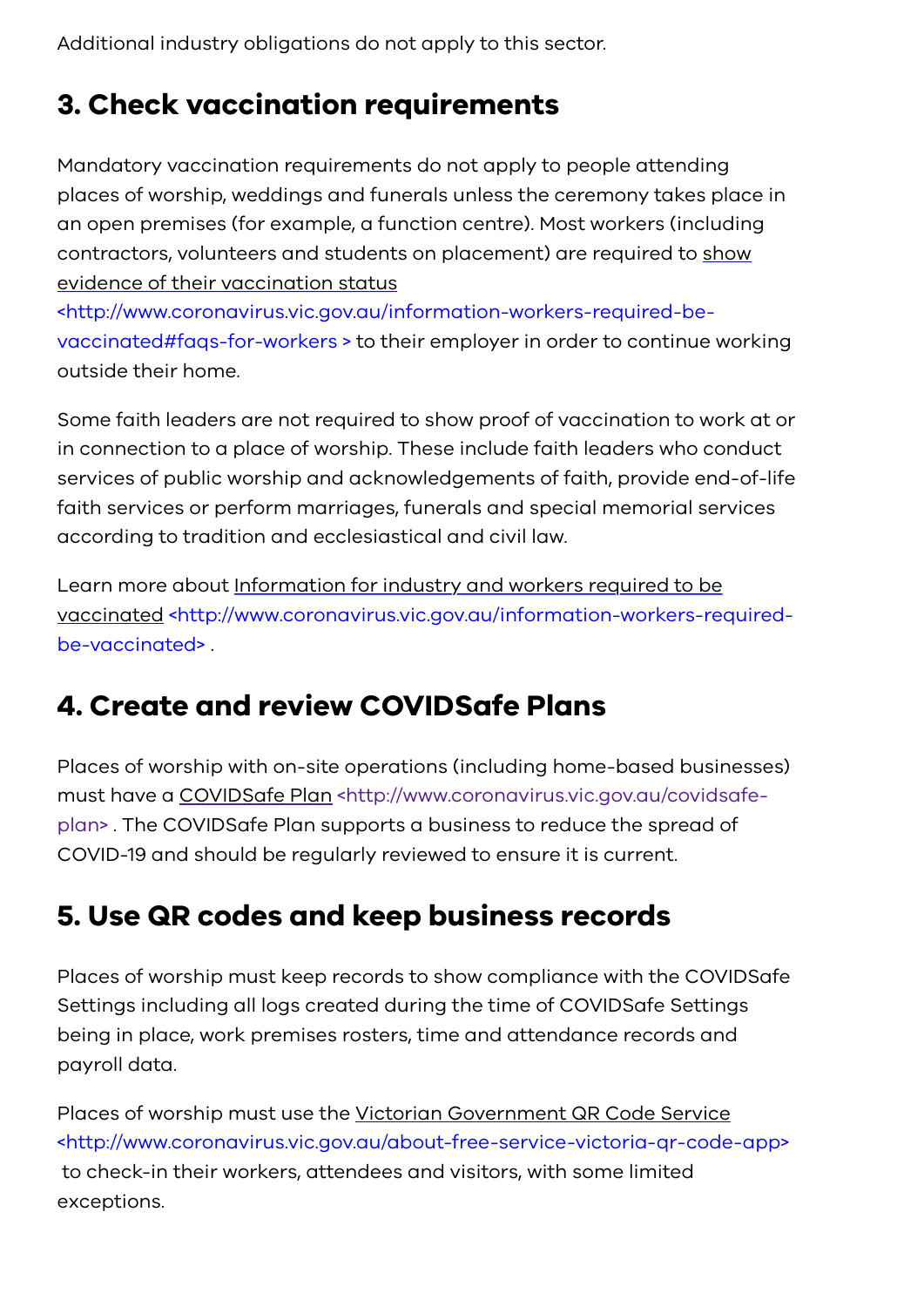Additional industry obligations do not apply to this sector.

## 3. Check vaccination requirements

Mandatory vaccination requirements do not apply to people attending places of worship, weddings and funerals unless the ceremony takes place in an open premises (for example, a function centre). Most workers (including contractors, volunteers and students on placement) are required to show evidence of their vaccination status <http://www.coronavirus.vic.gov.au/information-workers-required-be-vaccinated#faqs-for-workers > to their employer in order to continue working outside their home.

Some faith leaders are not required to show proof of vaccination to work at or in connection to a place of worship. These include faith leaders who conduct services of public worship and acknowledgements of faith, provide end-of-life faith services or perform marriages, funerals and special memorial services according to tradition and ecclesiastical and civil law.

Learn more about Information for industry and workers required to be vaccinated <http://www.coronavirus.vic.gov.au/information-workers-required-be-vaccinated> .

## 4. Create and review COVIDSafe Plans

Places of worship with on-site operations (including home-based businesses) must have a COVIDSafe Plan <http://www.coronavirus.vic.gov.au/covidsafe-plan> . The COVIDSafe Plan supports a business to reduce the spread of COVID-19 and should be regularly reviewed to ensure it is current.

## 5. Use QR codes and keep business records

Places of worship must keep records to show compliance with the COVIDSafe Settings including all logs created during the time of COVIDSafe Settings being in place, work premises rosters, time and attendance records and payroll data.

Places of worship must use the Victorian Government QR Code Service <http://www.coronavirus.vic.gov.au/about-free-service-victoria-qr-code-app> to check-in their workers, attendees and visitors, with some limited exceptions.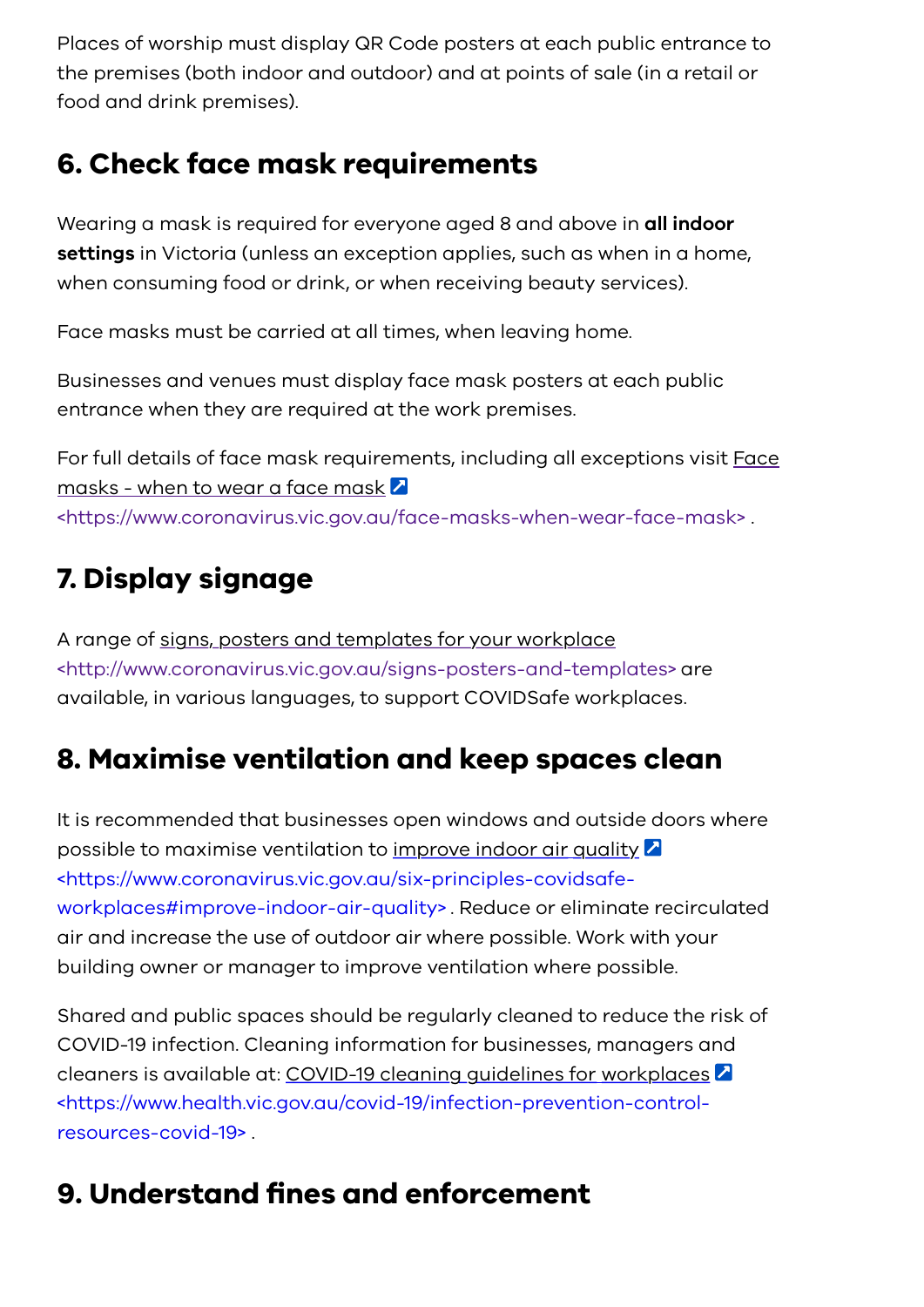Places of worship must display QR Code posters at each public entrance to the premises (both indoor and outdoor) and at points of sale (in a retail or food and drink premises).

## 6. Check face mask requirements

Wearing a mask is required for everyone aged 8 and above in **all indoor settings** in Victoria (unless an exception applies, such as when in a home, when consuming food or drink, or when receiving beauty services).

Face masks must be carried at all times, when leaving home.

Businesses and venues must display face mask posters at each public entrance when they are required at the work premises.

For full details of face mask requirements, including all exceptions visit Face masks - when to wear a face mask <https://www.coronavirus.vic.gov.au/face-masks-when-wear-face-mask> .

## 7. Display signage

A range of signs, posters and templates for your workplace <http://www.coronavirus.vic.gov.au/signs-posters-and-templates> are available, in various languages, to support COVIDSafe workplaces.

## 8. Maximise ventilation and keep spaces clean

It is recommended that businesses open windows and outside doors where possible to maximise ventilation to improve indoor air quality <https://www.coronavirus.vic.gov.au/six-principles-covidsafe-workplaces#improve-indoor-air-quality> . Reduce or eliminate recirculated air and increase the use of outdoor air where possible. Work with your building owner or manager to improve ventilation where possible.

Shared and public spaces should be regularly cleaned to reduce the risk of COVID-19 infection. Cleaning information for businesses, managers and cleaners is available at: COVID-19 cleaning guidelines for workplaces <https://www.health.vic.gov.au/covid-19/infection-prevention-control-resources-covid-19> .

## 9. Understand fines and enforcement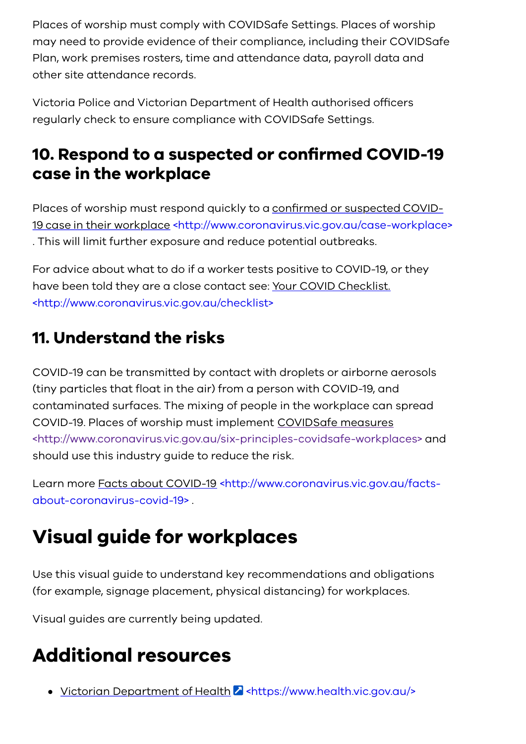Places of worship must comply with COVIDSafe Settings. Places of worship may need to provide evidence of their compliance, including their COVIDSafe Plan, work premises rosters, time and attendance data, payroll data and other site attendance records.

Victoria Police and Victorian Department of Health authorised officers regularly check to ensure compliance with COVIDSafe Settings.

### 10. Respond to a suspected or confirmed COVID-19 case in the workplace

Places of worship must respond quickly to a confirmed or suspected COVID-19 case in their workplace <http://www.coronavirus.vic.gov.au/case-workplace> . This will limit further exposure and reduce potential outbreaks.

For advice about what to do if a worker tests positive to COVID-19, or they have been told they are a close contact see: Your COVID Checklist. <http://www.coronavirus.vic.gov.au/checklist>

### 11. Understand the risks

COVID-19 can be transmitted by contact with droplets or airborne aerosols (tiny particles that float in the air) from a person with COVID-19, and contaminated surfaces. The mixing of people in the workplace can spread COVID-19. Places of worship must implement COVIDSafe measures <http://www.coronavirus.vic.gov.au/six-principles-covidsafe-workplaces> and should use this industry guide to reduce the risk.

Learn more Facts about COVID-19 <http://www.coronavirus.vic.gov.au/facts-about-coronavirus-covid-19> .

## Visual guide for workplaces

Use this visual guide to understand key recommendations and obligations (for example, signage placement, physical distancing) for workplaces.

Visual guides are currently being updated.

## Additional resources

- Victorian Department of Health <https://www.health.vic.gov.au/>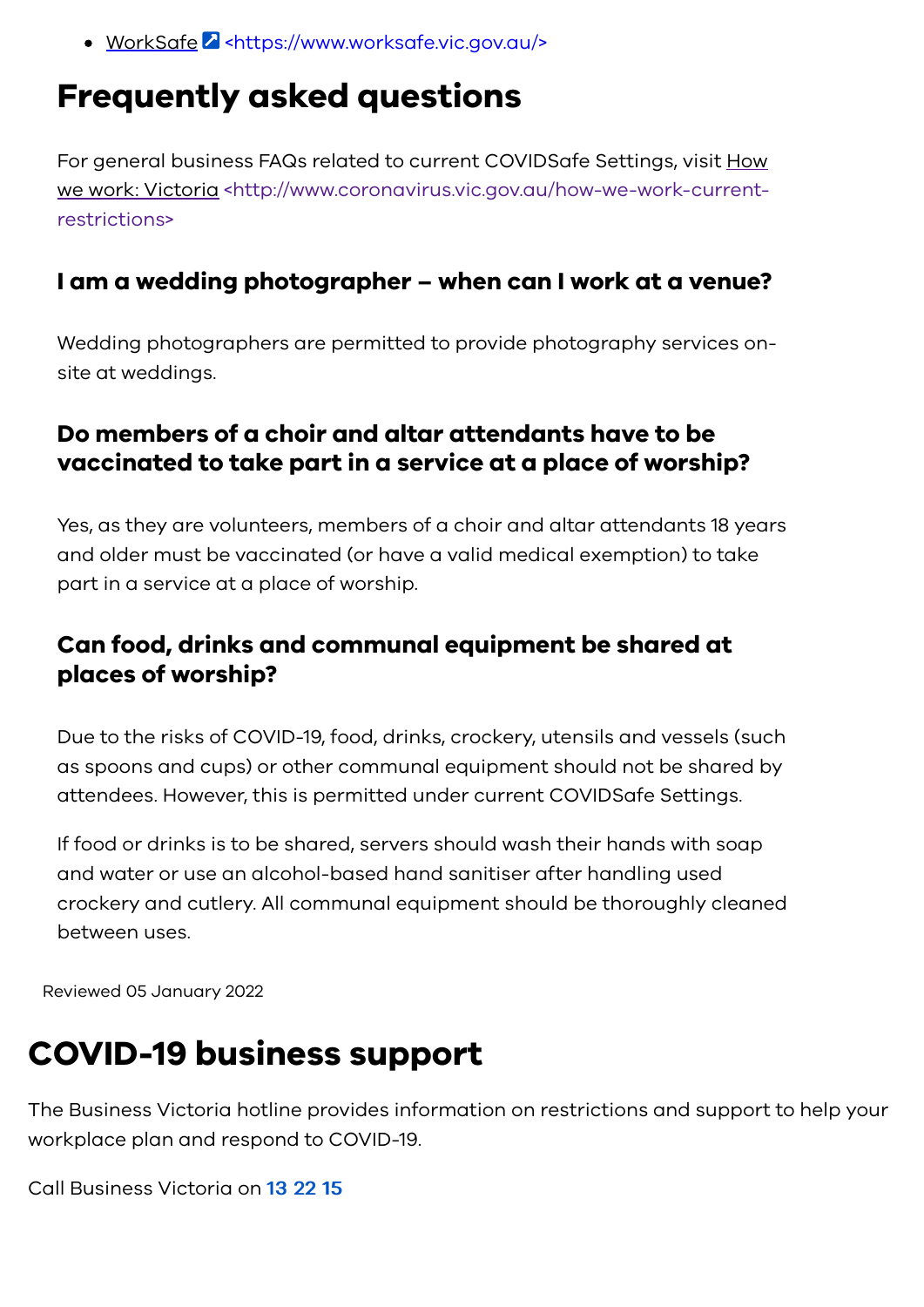- WorkSafe <https://www.worksafe.vic.gov.au/>

## Frequently asked questions

For general business FAQs related to current COVIDSafe Settings, visit How we work: Victoria <http://www.coronavirus.vic.gov.au/how-we-work-current-restrictions>

### I am a wedding photographer – when can I work at a venue?

Wedding photographers are permitted to provide photography services on-site at weddings.

### Do members of a choir and altar attendants have to be vaccinated to take part in a service at a place of worship?

Yes, as they are volunteers, members of a choir and altar attendants 18 years and older must be vaccinated (or have a valid medical exemption) to take part in a service at a place of worship.

### Can food, drinks and communal equipment be shared at places of worship?

Due to the risks of COVID-19, food, drinks, crockery, utensils and vessels (such as spoons and cups) or other communal equipment should not be shared by attendees. However, this is permitted under current COVIDSafe Settings.

If food or drinks is to be shared, servers should wash their hands with soap and water or use an alcohol-based hand sanitiser after handling used crockery and cutlery. All communal equipment should be thoroughly cleaned between uses.

Reviewed 05 January 2022

# COVID-19 business support

The Business Victoria hotline provides information on restrictions and support to help your workplace plan and respond to COVID-19.

Call Business Victoria on **13 22 15**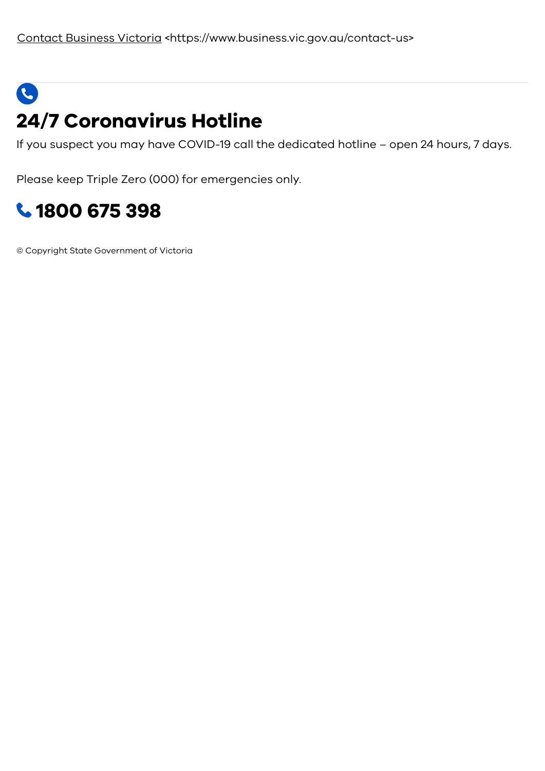Contact Business Victoria <https://www.business.vic.gov.au/contact-us>

---

## 24/7 Coronavirus Hotline

If you suspect you may have COVID-19 call the dedicated hotline – open 24 hours, 7 days.

Please keep Triple Zero (000) for emergencies only.

## 1800 675 398

© Copyright State Government of Victoria